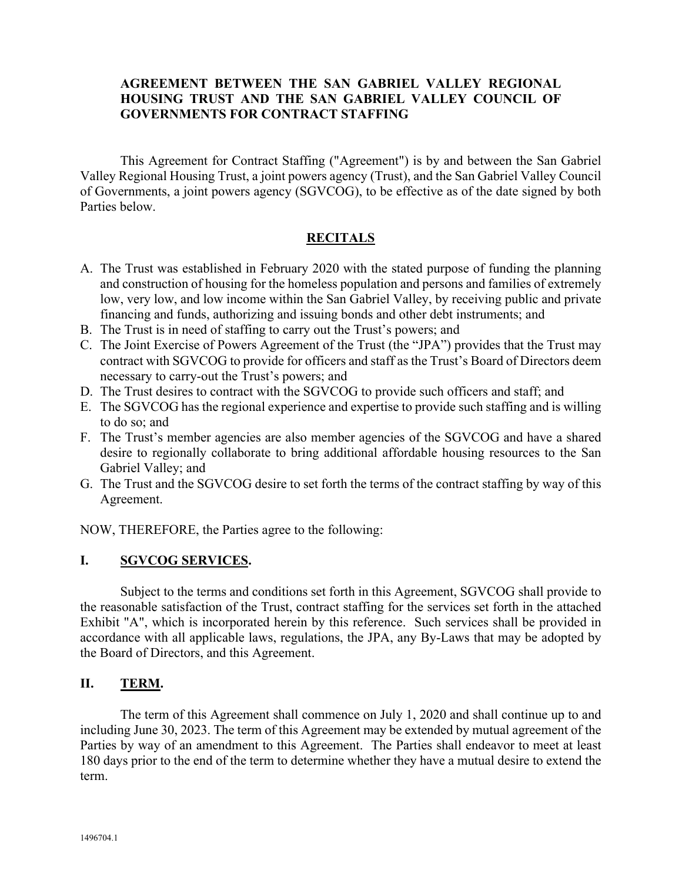# AGREEMENT BETWEEN THE SAN GABRIEL VALLEY REGIONAL HOUSING TRUST AND THE SAN GABRIEL VALLEY COUNCIL OF GOVERNMENTS FOR CONTRACT STAFFING

This Agreement for Contract Staffing ("Agreement") is by and between the San Gabriel Valley Regional Housing Trust, a joint powers agency (Trust), and the San Gabriel Valley Council of Governments, a joint powers agency (SGVCOG), to be effective as of the date signed by both Parties below.

## RECITALS

A. The Trust was established in February 2020 with the stated purpose of funding the planning and construction of housing for the homeless population and persons and families of extremely low, very low, and low income within the San Gabriel Valley, by receiving public and private financing and funds, authorizing and issuing bonds and other debt instruments; and

B. The Trust is in need of staffing to carry out the Trust's powers; and

C. The Joint Exercise of Powers Agreement of the Trust (the "JPA") provides that the Trust may contract with SGVCOG to provide for officers and staff as the Trust's Board of Directors deem necessary to carry-out the Trust's powers; and

D. The Trust desires to contract with the SGVCOG to provide such officers and staff; and

E. The SGVCOG has the regional experience and expertise to provide such staffing and is willing to do so; and

F. The Trust's member agencies are also member agencies of the SGVCOG and have a shared desire to regionally collaborate to bring additional affordable housing resources to the San Gabriel Valley; and

G. The Trust and the SGVCOG desire to set forth the terms of the contract staffing by way of this Agreement.

NOW, THEREFORE, the Parties agree to the following:

## I. SGVCOG SERVICES.

Subject to the terms and conditions set forth in this Agreement, SGVCOG shall provide to the reasonable satisfaction of the Trust, contract staffing for the services set forth in the attached Exhibit "A", which is incorporated herein by this reference. Such services shall be provided in accordance with all applicable laws, regulations, the JPA, any By-Laws that may be adopted by the Board of Directors, and this Agreement.

## II. TERM.

The term of this Agreement shall commence on July 1, 2020 and shall continue up to and including June 30, 2023. The term of this Agreement may be extended by mutual agreement of the Parties by way of an amendment to this Agreement. The Parties shall endeavor to meet at least 180 days prior to the end of the term to determine whether they have a mutual desire to extend the term.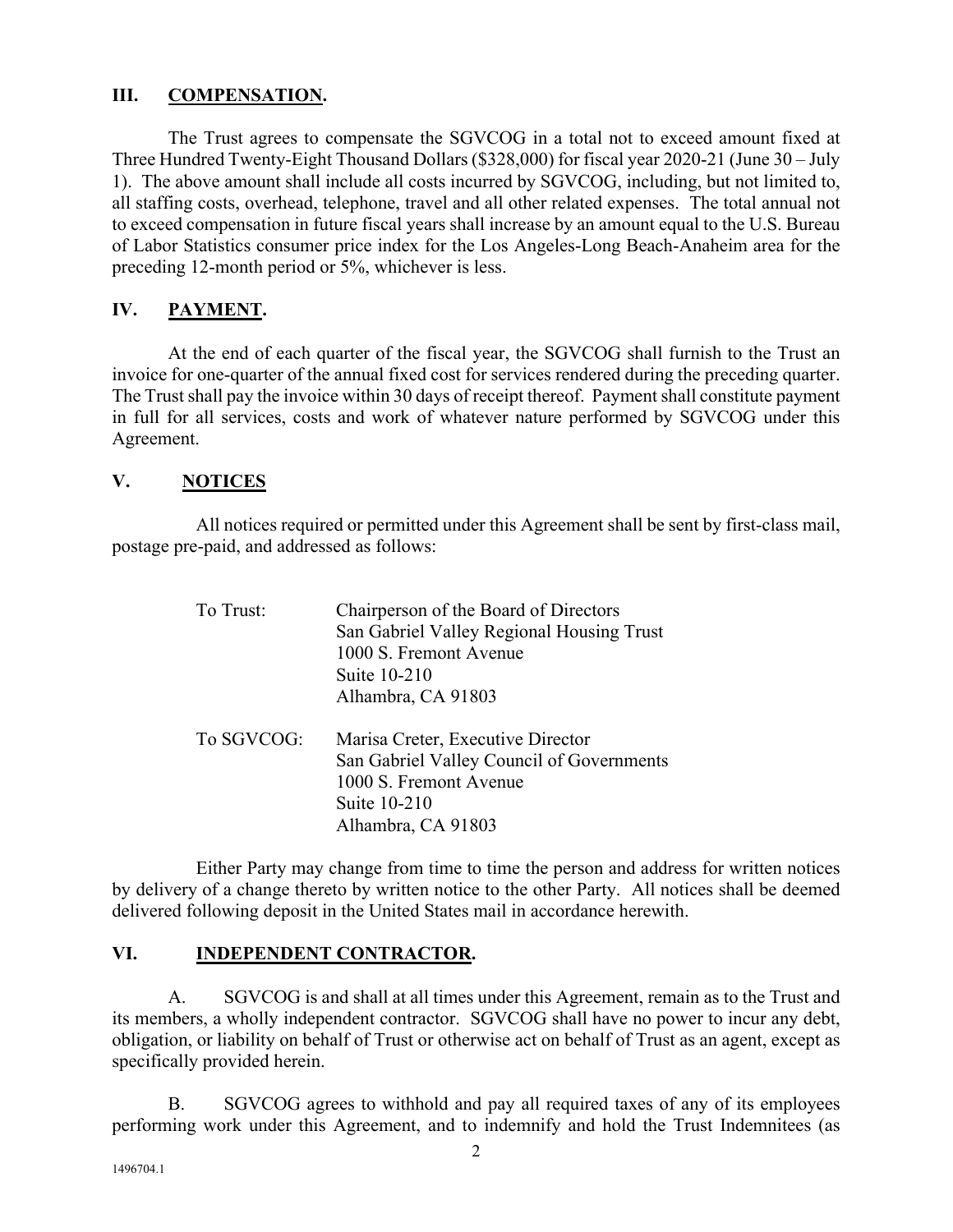## III. COMPENSATION.

The Trust agrees to compensate the SGVCOG in a total not to exceed amount fixed at Three Hundred Twenty-Eight Thousand Dollars ($328,000) for fiscal year 2020-21 (June 30 – July 1). The above amount shall include all costs incurred by SGVCOG, including, but not limited to, all staffing costs, overhead, telephone, travel and all other related expenses. The total annual not to exceed compensation in future fiscal years shall increase by an amount equal to the U.S. Bureau of Labor Statistics consumer price index for the Los Angeles-Long Beach-Anaheim area for the preceding 12-month period or 5%, whichever is less.

## IV. PAYMENT.

At the end of each quarter of the fiscal year, the SGVCOG shall furnish to the Trust an invoice for one-quarter of the annual fixed cost for services rendered during the preceding quarter. The Trust shall pay the invoice within 30 days of receipt thereof. Payment shall constitute payment in full for all services, costs and work of whatever nature performed by SGVCOG under this Agreement.

## V. NOTICES

All notices required or permitted under this Agreement shall be sent by first-class mail, postage pre-paid, and addressed as follows:

To Trust:
Chairperson of the Board of Directors
San Gabriel Valley Regional Housing Trust
1000 S. Fremont Avenue
Suite 10-210
Alhambra, CA 91803

To SGVCOG:
Marisa Creter, Executive Director
San Gabriel Valley Council of Governments
1000 S. Fremont Avenue
Suite 10-210
Alhambra, CA 91803

Either Party may change from time to time the person and address for written notices by delivery of a change thereto by written notice to the other Party. All notices shall be deemed delivered following deposit in the United States mail in accordance herewith.

## VI. INDEPENDENT CONTRACTOR.

A. SGVCOG is and shall at all times under this Agreement, remain as to the Trust and its members, a wholly independent contractor. SGVCOG shall have no power to incur any debt, obligation, or liability on behalf of Trust or otherwise act on behalf of Trust as an agent, except as specifically provided herein.

B. SGVCOG agrees to withhold and pay all required taxes of any of its employees performing work under this Agreement, and to indemnify and hold the Trust Indemnitees (as

1496704.1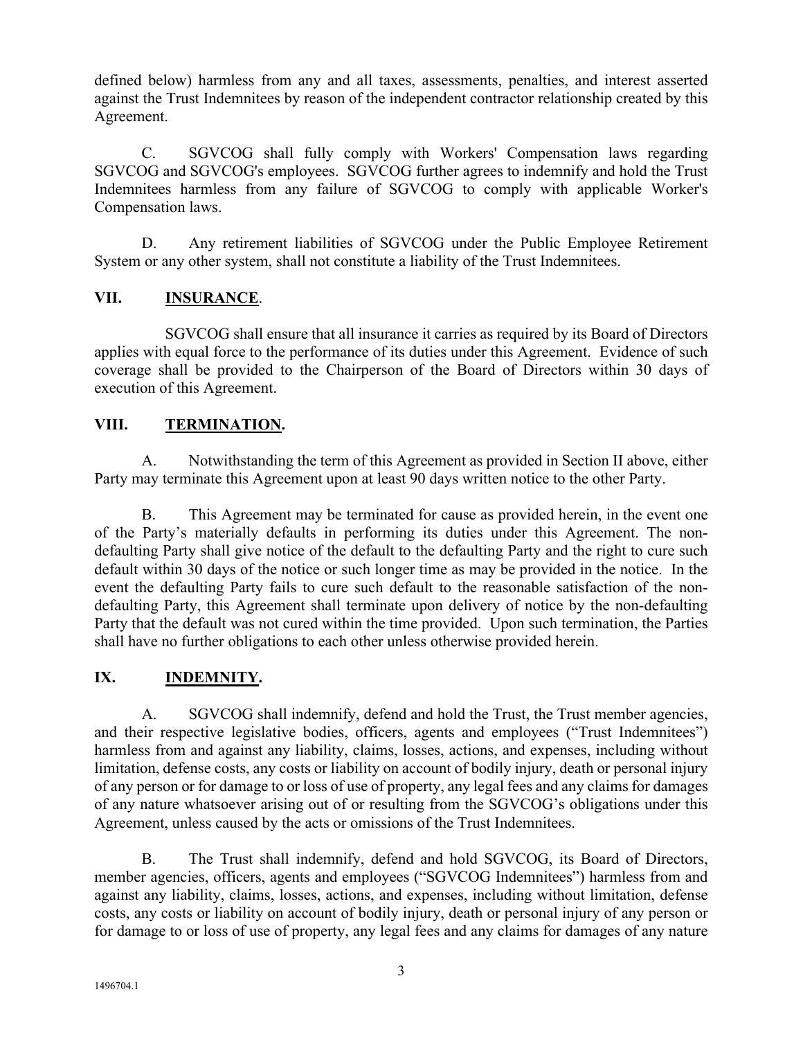defined below) harmless from any and all taxes, assessments, penalties, and interest asserted against the Trust Indemnitees by reason of the independent contractor relationship created by this Agreement.

C. SGVCOG shall fully comply with Workers' Compensation laws regarding SGVCOG and SGVCOG's employees. SGVCOG further agrees to indemnify and hold the Trust Indemnitees harmless from any failure of SGVCOG to comply with applicable Worker's Compensation laws.

D. Any retirement liabilities of SGVCOG under the Public Employee Retirement System or any other system, shall not constitute a liability of the Trust Indemnitees.

## VII. INSURANCE.

SGVCOG shall ensure that all insurance it carries as required by its Board of Directors applies with equal force to the performance of its duties under this Agreement. Evidence of such coverage shall be provided to the Chairperson of the Board of Directors within 30 days of execution of this Agreement.

## VIII. TERMINATION.

A. Notwithstanding the term of this Agreement as provided in Section II above, either Party may terminate this Agreement upon at least 90 days written notice to the other Party.

B. This Agreement may be terminated for cause as provided herein, in the event one of the Party's materially defaults in performing its duties under this Agreement. The non-defaulting Party shall give notice of the default to the defaulting Party and the right to cure such default within 30 days of the notice or such longer time as may be provided in the notice. In the event the defaulting Party fails to cure such default to the reasonable satisfaction of the non-defaulting Party, this Agreement shall terminate upon delivery of notice by the non-defaulting Party that the default was not cured within the time provided. Upon such termination, the Parties shall have no further obligations to each other unless otherwise provided herein.

## IX. INDEMNITY.

A. SGVCOG shall indemnify, defend and hold the Trust, the Trust member agencies, and their respective legislative bodies, officers, agents and employees ("Trust Indemnitees") harmless from and against any liability, claims, losses, actions, and expenses, including without limitation, defense costs, any costs or liability on account of bodily injury, death or personal injury of any person or for damage to or loss of use of property, any legal fees and any claims for damages of any nature whatsoever arising out of or resulting from the SGVCOG's obligations under this Agreement, unless caused by the acts or omissions of the Trust Indemnitees.

B. The Trust shall indemnify, defend and hold SGVCOG, its Board of Directors, member agencies, officers, agents and employees ("SGVCOG Indemnitees") harmless from and against any liability, claims, losses, actions, and expenses, including without limitation, defense costs, any costs or liability on account of bodily injury, death or personal injury of any person or for damage to or loss of use of property, any legal fees and any claims for damages of any nature

1496704.1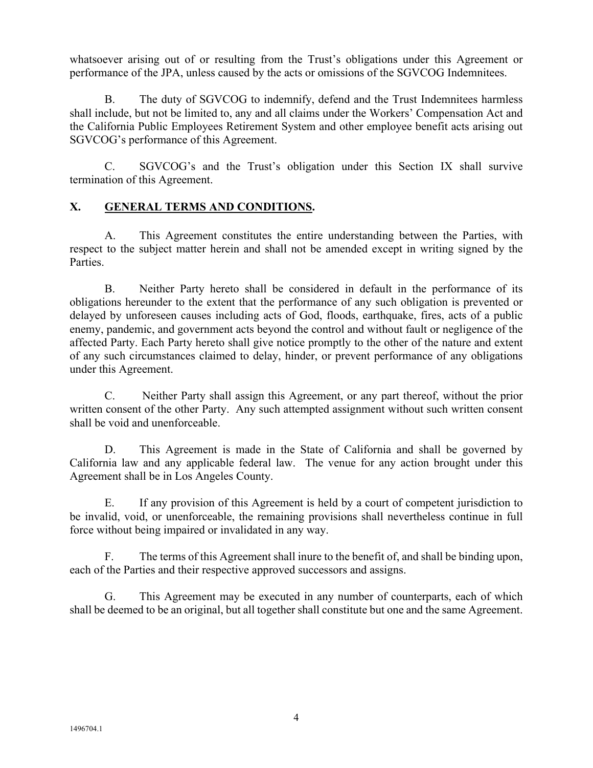whatsoever arising out of or resulting from the Trust's obligations under this Agreement or performance of the JPA, unless caused by the acts or omissions of the SGVCOG Indemnitees.

B. The duty of SGVCOG to indemnify, defend and the Trust Indemnitees harmless shall include, but not be limited to, any and all claims under the Workers' Compensation Act and the California Public Employees Retirement System and other employee benefit acts arising out SGVCOG's performance of this Agreement.

C. SGVCOG's and the Trust's obligation under this Section IX shall survive termination of this Agreement.

## X. GENERAL TERMS AND CONDITIONS.

A. This Agreement constitutes the entire understanding between the Parties, with respect to the subject matter herein and shall not be amended except in writing signed by the Parties.

B. Neither Party hereto shall be considered in default in the performance of its obligations hereunder to the extent that the performance of any such obligation is prevented or delayed by unforeseen causes including acts of God, floods, earthquake, fires, acts of a public enemy, pandemic, and government acts beyond the control and without fault or negligence of the affected Party. Each Party hereto shall give notice promptly to the other of the nature and extent of any such circumstances claimed to delay, hinder, or prevent performance of any obligations under this Agreement.

C. Neither Party shall assign this Agreement, or any part thereof, without the prior written consent of the other Party. Any such attempted assignment without such written consent shall be void and unenforceable.

D. This Agreement is made in the State of California and shall be governed by California law and any applicable federal law. The venue for any action brought under this Agreement shall be in Los Angeles County.

E. If any provision of this Agreement is held by a court of competent jurisdiction to be invalid, void, or unenforceable, the remaining provisions shall nevertheless continue in full force without being impaired or invalidated in any way.

F. The terms of this Agreement shall inure to the benefit of, and shall be binding upon, each of the Parties and their respective approved successors and assigns.

G. This Agreement may be executed in any number of counterparts, each of which shall be deemed to be an original, but all together shall constitute but one and the same Agreement.

1496704.1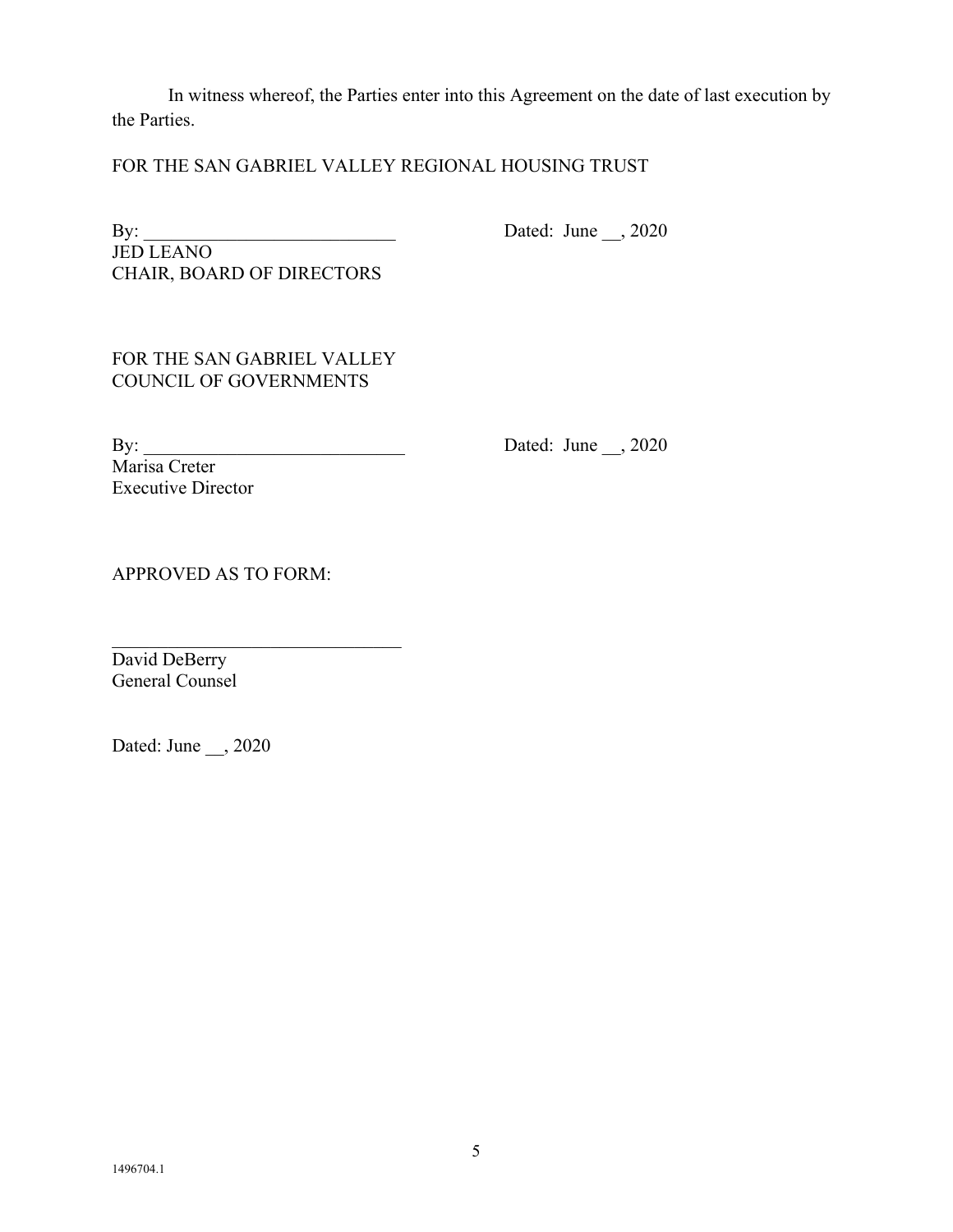In witness whereof, the Parties enter into this Agreement on the date of last execution by the Parties.

FOR THE SAN GABRIEL VALLEY REGIONAL HOUSING TRUST

By: ___________________________ Dated: June __, 2020
JED LEANO
CHAIR, BOARD OF DIRECTORS

FOR THE SAN GABRIEL VALLEY
COUNCIL OF GOVERNMENTS

By: ____________________________ Dated: June __, 2020
Marisa Creter
Executive Director

APPROVED AS TO FORM:

_______________________________
David DeBerry
General Counsel

Dated: June __, 2020

1496704.1